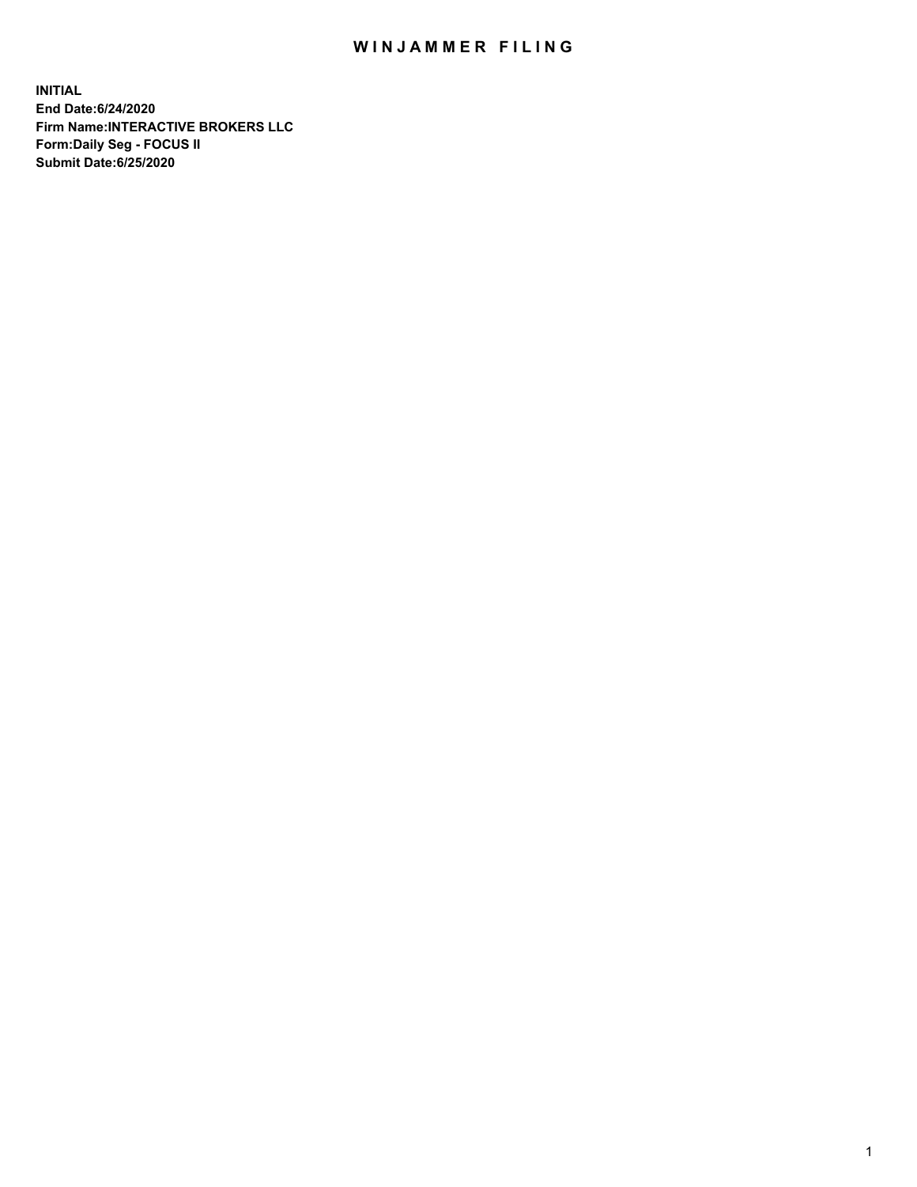# WINJAMMER FILING

**INITIAL**
**End Date:6/24/2020**
**Firm Name:INTERACTIVE BROKERS LLC**
**Form:Daily Seg - FOCUS II**
**Submit Date:6/25/2020**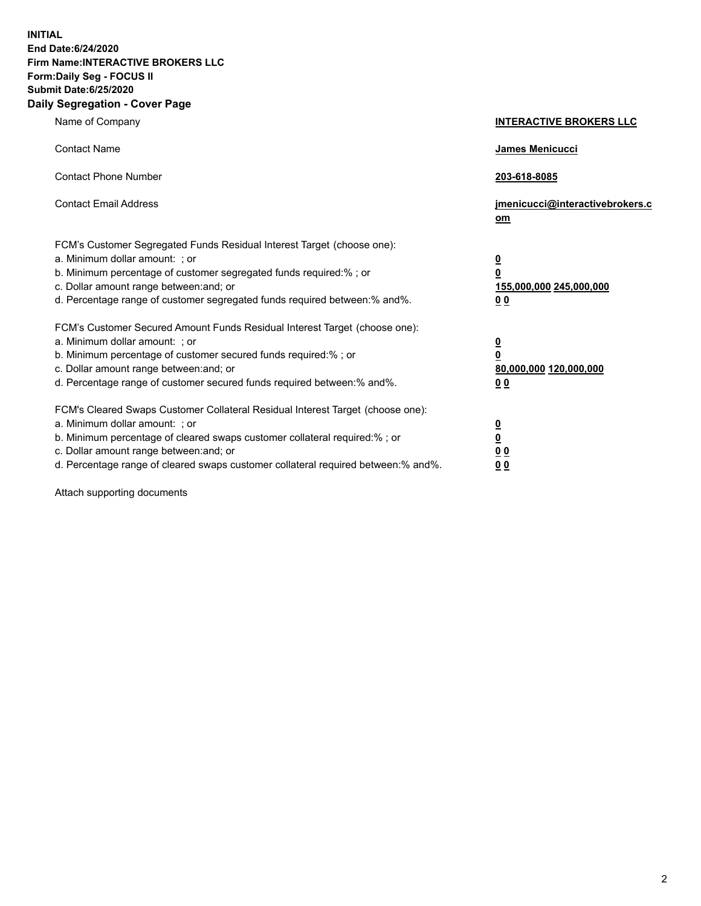**INITIAL**
**End Date:6/24/2020**
**Firm Name:INTERACTIVE BROKERS LLC**
**Form:Daily Seg - FOCUS II**
**Submit Date:6/25/2020**

## Daily Segregation - Cover Page

| | |
|---|---|
| Name of Company | **INTERACTIVE BROKERS LLC** |
| Contact Name | **James Menicucci** |
| Contact Phone Number | **203-618-8085** |
| Contact Email Address | **jmenicucci@interactivebrokers.com** |

FCM's Customer Segregated Funds Residual Interest Target (choose one):

| | |
|---|---|
| a. Minimum dollar amount: ; or | **0** |
| b. Minimum percentage of customer segregated funds required:% ; or | **0** |
| c. Dollar amount range between:and; or | **155,000,000 245,000,000** |
| d. Percentage range of customer segregated funds required between:% and%. | **0 0** |

FCM's Customer Secured Amount Funds Residual Interest Target (choose one):

| | |
|---|---|
| a. Minimum dollar amount: ; or | **0** |
| b. Minimum percentage of customer secured funds required:% ; or | **0** |
| c. Dollar amount range between:and; or | **80,000,000 120,000,000** |
| d. Percentage range of customer secured funds required between:% and%. | **0 0** |

FCM's Cleared Swaps Customer Collateral Residual Interest Target (choose one):

| | |
|---|---|
| a. Minimum dollar amount: ; or | **0** |
| b. Minimum percentage of cleared swaps customer collateral required:% ; or | **0** |
| c. Dollar amount range between:and; or | **0 0** |
| d. Percentage range of cleared swaps customer collateral required between:% and%. | **0 0** |

Attach supporting documents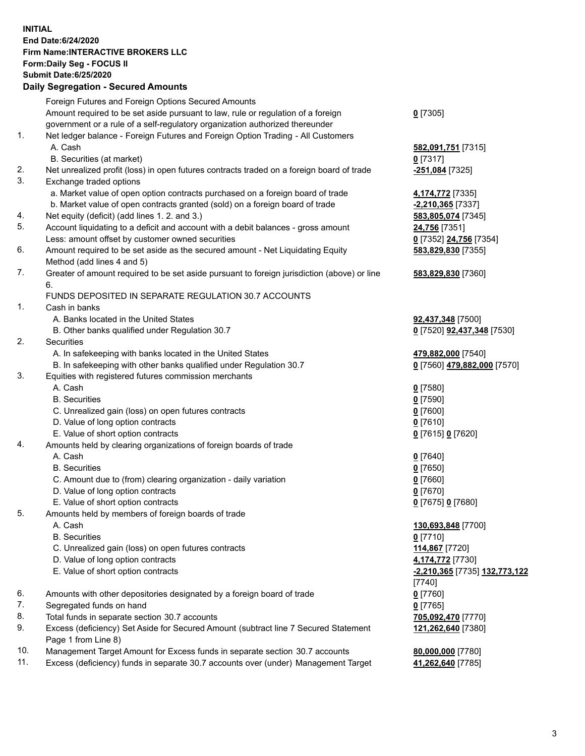**INITIAL**
**End Date:6/24/2020**
**Firm Name:INTERACTIVE BROKERS LLC**
**Form:Daily Seg - FOCUS II**
**Submit Date:6/25/2020**

## Daily Segregation - Secured Amounts

| | | |
|---|---|---|
| | Foreign Futures and Foreign Options Secured Amounts | |
| | Amount required to be set aside pursuant to law, rule or regulation of a foreign government or a rule of a self-regulatory organization authorized thereunder | **0** [7305] |
| 1. | Net ledger balance - Foreign Futures and Foreign Option Trading - All Customers | |
| | A. Cash | **582,091,751** [7315] |
| | B. Securities (at market) | **0** [7317] |
| 2. | Net unrealized profit (loss) in open futures contracts traded on a foreign board of trade | **-251,084** [7325] |
| 3. | Exchange traded options | |
| | a. Market value of open option contracts purchased on a foreign board of trade | **4,174,772** [7335] |
| | b. Market value of open contracts granted (sold) on a foreign board of trade | **-2,210,365** [7337] |
| 4. | Net equity (deficit) (add lines 1. 2. and 3.) | **583,805,074** [7345] |
| 5. | Account liquidating to a deficit and account with a debit balances - gross amount | **24,756** [7351] |
| | Less: amount offset by customer owned securities | **0** [7352] **24,756** [7354] |
| 6. | Amount required to be set aside as the secured amount - Net Liquidating Equity Method (add lines 4 and 5) | **583,829,830** [7355] |
| 7. | Greater of amount required to be set aside pursuant to foreign jurisdiction (above) or line 6. | **583,829,830** [7360] |
| | FUNDS DEPOSITED IN SEPARATE REGULATION 30.7 ACCOUNTS | |
| 1. | Cash in banks | |
| | A. Banks located in the United States | **92,437,348** [7500] |
| | B. Other banks qualified under Regulation 30.7 | **0** [7520] **92,437,348** [7530] |
| 2. | Securities | |
| | A. In safekeeping with banks located in the United States | **479,882,000** [7540] |
| | B. In safekeeping with other banks qualified under Regulation 30.7 | **0** [7560] **479,882,000** [7570] |
| 3. | Equities with registered futures commission merchants | |
| | A. Cash | **0** [7580] |
| | B. Securities | **0** [7590] |
| | C. Unrealized gain (loss) on open futures contracts | **0** [7600] |
| | D. Value of long option contracts | **0** [7610] |
| | E. Value of short option contracts | **0** [7615] **0** [7620] |
| 4. | Amounts held by clearing organizations of foreign boards of trade | |
| | A. Cash | **0** [7640] |
| | B. Securities | **0** [7650] |
| | C. Amount due to (from) clearing organization - daily variation | **0** [7660] |
| | D. Value of long option contracts | **0** [7670] |
| | E. Value of short option contracts | **0** [7675] **0** [7680] |
| 5. | Amounts held by members of foreign boards of trade | |
| | A. Cash | **130,693,848** [7700] |
| | B. Securities | **0** [7710] |
| | C. Unrealized gain (loss) on open futures contracts | **114,867** [7720] |
| | D. Value of long option contracts | **4,174,772** [7730] |
| | E. Value of short option contracts | **-2,210,365** [7735] **132,773,122** [7740] |
| 6. | Amounts with other depositories designated by a foreign board of trade | **0** [7760] |
| 7. | Segregated funds on hand | **0** [7765] |
| 8. | Total funds in separate section 30.7 accounts | **705,092,470** [7770] |
| 9. | Excess (deficiency) Set Aside for Secured Amount (subtract line 7 Secured Statement Page 1 from Line 8) | **121,262,640** [7380] |
| 10. | Management Target Amount for Excess funds in separate section 30.7 accounts | **80,000,000** [7780] |
| 11. | Excess (deficiency) funds in separate 30.7 accounts over (under) Management Target | **41,262,640** [7785] |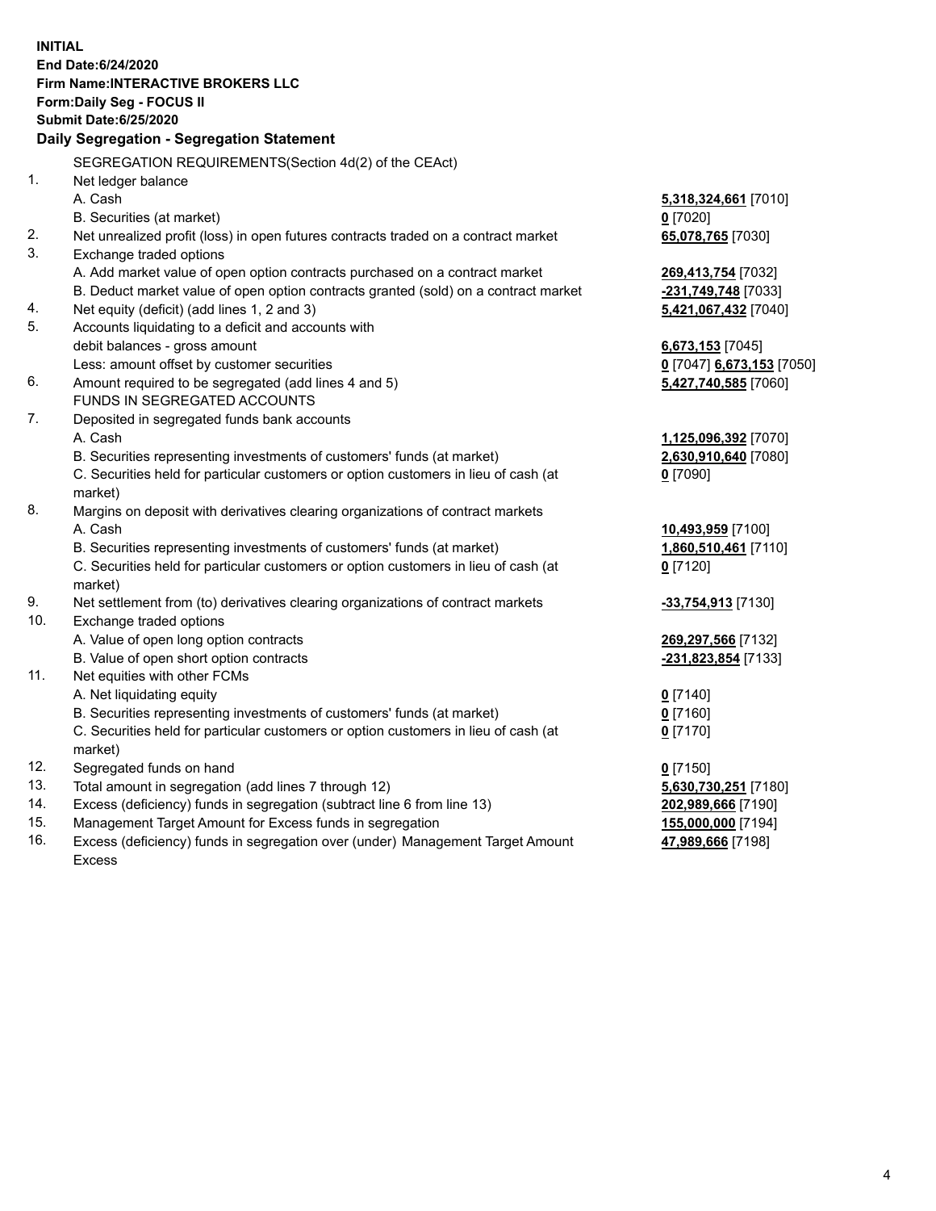**INITIAL**
**End Date:6/24/2020**
**Firm Name:INTERACTIVE BROKERS LLC**
**Form:Daily Seg - FOCUS II**
**Submit Date:6/25/2020**

## Daily Segregation - Segregation Statement

SEGREGATION REQUIREMENTS(Section 4d(2) of the CEAct)

| | | |
|---|---|---|
| 1. | Net ledger balance | |
| | A. Cash | **5,318,324,661** [7010] |
| | B. Securities (at market) | **0** [7020] |
| 2. | Net unrealized profit (loss) in open futures contracts traded on a contract market | **65,078,765** [7030] |
| 3. | Exchange traded options | |
| | A. Add market value of open option contracts purchased on a contract market | **269,413,754** [7032] |
| | B. Deduct market value of open option contracts granted (sold) on a contract market | **-231,749,748** [7033] |
| 4. | Net equity (deficit) (add lines 1, 2 and 3) | **5,421,067,432** [7040] |
| 5. | Accounts liquidating to a deficit and accounts with | |
| | debit balances - gross amount | **6,673,153** [7045] |
| | Less: amount offset by customer securities | **0** [7047] **6,673,153** [7050] |
| 6. | Amount required to be segregated (add lines 4 and 5) | **5,427,740,585** [7060] |
| | FUNDS IN SEGREGATED ACCOUNTS | |
| 7. | Deposited in segregated funds bank accounts | |
| | A. Cash | **1,125,096,392** [7070] |
| | B. Securities representing investments of customers' funds (at market) | **2,630,910,640** [7080] |
| | C. Securities held for particular customers or option customers in lieu of cash (at market) | **0** [7090] |
| 8. | Margins on deposit with derivatives clearing organizations of contract markets | |
| | A. Cash | **10,493,959** [7100] |
| | B. Securities representing investments of customers' funds (at market) | **1,860,510,461** [7110] |
| | C. Securities held for particular customers or option customers in lieu of cash (at market) | **0** [7120] |
| 9. | Net settlement from (to) derivatives clearing organizations of contract markets | **-33,754,913** [7130] |
| 10. | Exchange traded options | |
| | A. Value of open long option contracts | **269,297,566** [7132] |
| | B. Value of open short option contracts | **-231,823,854** [7133] |
| 11. | Net equities with other FCMs | |
| | A. Net liquidating equity | **0** [7140] |
| | B. Securities representing investments of customers' funds (at market) | **0** [7160] |
| | C. Securities held for particular customers or option customers in lieu of cash (at market) | **0** [7170] |
| 12. | Segregated funds on hand | **0** [7150] |
| 13. | Total amount in segregation (add lines 7 through 12) | **5,630,730,251** [7180] |
| 14. | Excess (deficiency) funds in segregation (subtract line 6 from line 13) | **202,989,666** [7190] |
| 15. | Management Target Amount for Excess funds in segregation | **155,000,000** [7194] |
| 16. | Excess (deficiency) funds in segregation over (under) Management Target Amount Excess | **47,989,666** [7198] |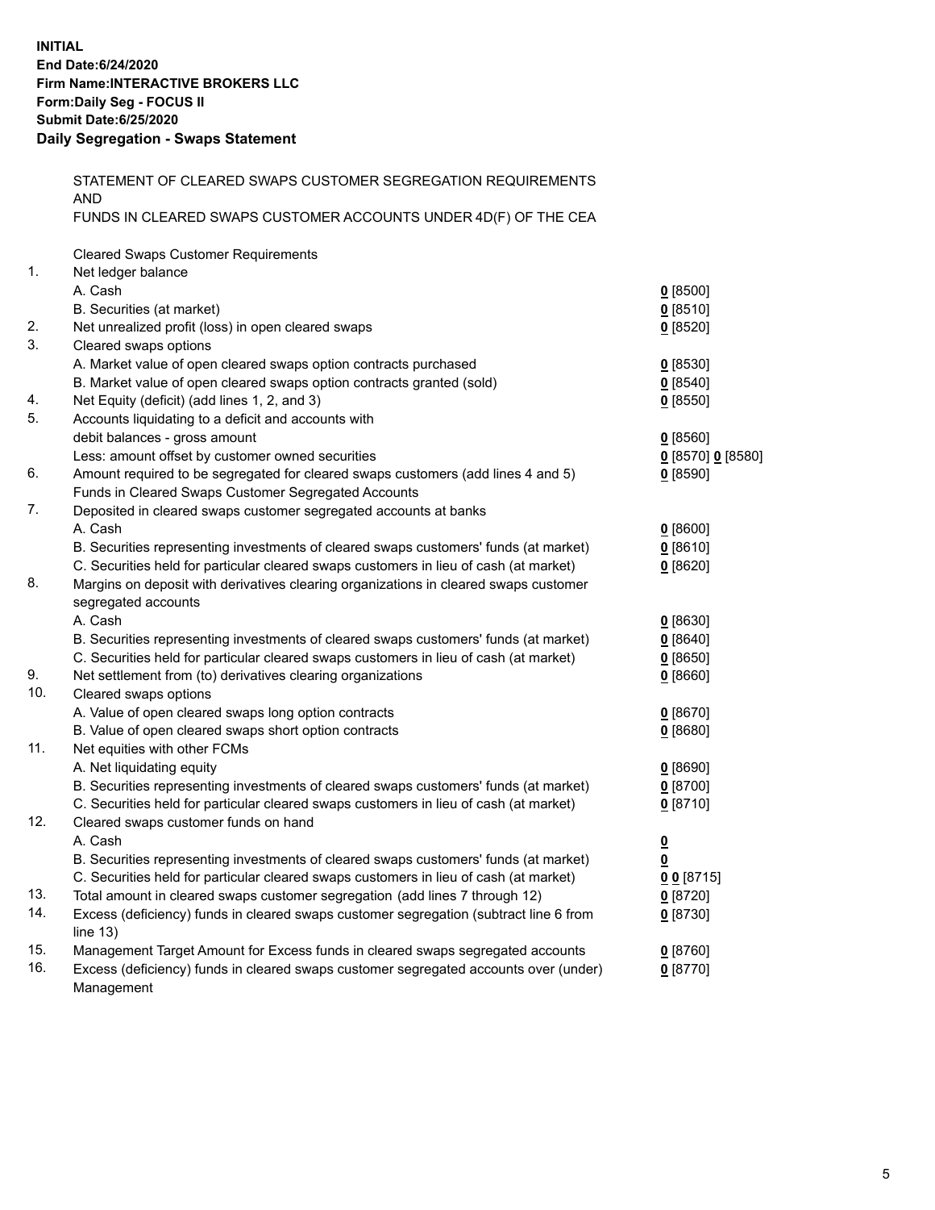**INITIAL**
**End Date:6/24/2020**
**Firm Name:INTERACTIVE BROKERS LLC**
**Form:Daily Seg - FOCUS II**
**Submit Date:6/25/2020**
**Daily Segregation - Swaps Statement**

STATEMENT OF CLEARED SWAPS CUSTOMER SEGREGATION REQUIREMENTS AND FUNDS IN CLEARED SWAPS CUSTOMER ACCOUNTS UNDER 4D(F) OF THE CEA

| | | |
|---|---|---|
| | Cleared Swaps Customer Requirements | |
| 1. | Net ledger balance | |
| | A. Cash | 0 [8500] |
| | B. Securities (at market) | 0 [8510] |
| 2. | Net unrealized profit (loss) in open cleared swaps | 0 [8520] |
| 3. | Cleared swaps options | |
| | A. Market value of open cleared swaps option contracts purchased | 0 [8530] |
| | B. Market value of open cleared swaps option contracts granted (sold) | 0 [8540] |
| 4. | Net Equity (deficit) (add lines 1, 2, and 3) | 0 [8550] |
| 5. | Accounts liquidating to a deficit and accounts with debit balances - gross amount | 0 [8560] |
| | Less: amount offset by customer owned securities | 0 [8570] 0 [8580] |
| 6. | Amount required to be segregated for cleared swaps customers (add lines 4 and 5) | 0 [8590] |
| | Funds in Cleared Swaps Customer Segregated Accounts | |
| 7. | Deposited in cleared swaps customer segregated accounts at banks | |
| | A. Cash | 0 [8600] |
| | B. Securities representing investments of cleared swaps customers' funds (at market) | 0 [8610] |
| | C. Securities held for particular cleared swaps customers in lieu of cash (at market) | 0 [8620] |
| 8. | Margins on deposit with derivatives clearing organizations in cleared swaps customer segregated accounts | |
| | A. Cash | 0 [8630] |
| | B. Securities representing investments of cleared swaps customers' funds (at market) | 0 [8640] |
| | C. Securities held for particular cleared swaps customers in lieu of cash (at market) | 0 [8650] |
| 9. | Net settlement from (to) derivatives clearing organizations | 0 [8660] |
| 10. | Cleared swaps options | |
| | A. Value of open cleared swaps long option contracts | 0 [8670] |
| | B. Value of open cleared swaps short option contracts | 0 [8680] |
| 11. | Net equities with other FCMs | |
| | A. Net liquidating equity | 0 [8690] |
| | B. Securities representing investments of cleared swaps customers' funds (at market) | 0 [8700] |
| | C. Securities held for particular cleared swaps customers in lieu of cash (at market) | 0 [8710] |
| 12. | Cleared swaps customer funds on hand | |
| | A. Cash | 0 |
| | B. Securities representing investments of cleared swaps customers' funds (at market) | 0 |
| | C. Securities held for particular cleared swaps customers in lieu of cash (at market) | 0 0 [8715] |
| 13. | Total amount in cleared swaps customer segregation (add lines 7 through 12) | 0 [8720] |
| 14. | Excess (deficiency) funds in cleared swaps customer segregation (subtract line 6 from line 13) | 0 [8730] |
| 15. | Management Target Amount for Excess funds in cleared swaps segregated accounts | 0 [8760] |
| 16. | Excess (deficiency) funds in cleared swaps customer segregated accounts over (under) Management | 0 [8770] |